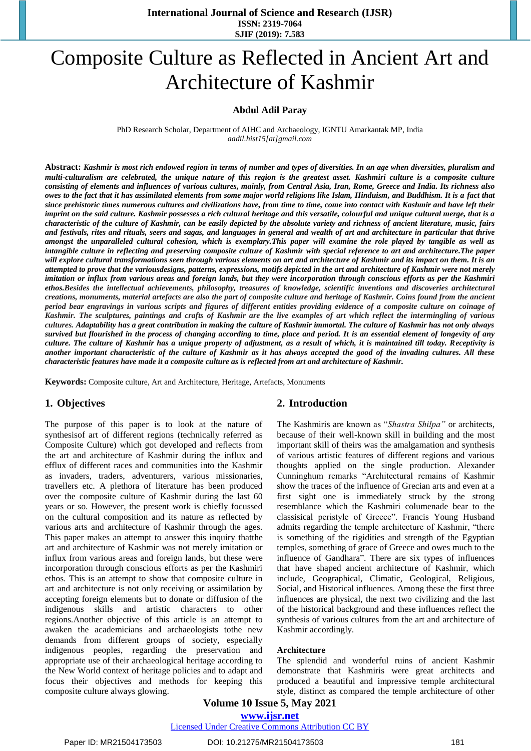# Composite Culture as Reflected in Ancient Art and Architecture of Kashmir

**Abdul Adil Paray**

PhD Research Scholar, Department of AIHC and Archaeology, IGNTU Amarkantak MP, India
*aadil.hist15[at]gmail.com*

**Abstract:** ***Kashmir is most rich endowed region in terms of number and types of diversities. In an age when diversities, pluralism and multi-culturalism are celebrated, the unique nature of this region is the greatest asset. Kashmiri culture is a composite culture consisting of elements and influences of various cultures, mainly, from Central Asia, Iran, Rome, Greece and India. Its richness also owes to the fact that it has assimilated elements from some major world religions like Islam, Hinduism, and Buddhism. It is a fact that since prehistoric times numerous cultures and civilizations have, from time to time, come into contact with Kashmir and have left their imprint on the said culture. Kashmir possesses a rich cultural heritage and this versatile, colourful and unique cultural merge, that is a characteristic of the culture of Kashmir, can be easily depicted by the absolute variety and richness of ancient literature, music, fairs and festivals, rites and rituals, seers and sagas, and languages in general and wealth of art and architecture in particular that thrive amongst the unparalleled cultural cohesion, which is exemplary.This paper will examine the role played by tangible as well as intangible culture in reflecting and preserving composite culture of Kashmir with special reference to art and architecture.The paper will explore cultural transformations seen through various elements on art and architecture of Kashmir and its impact on them. It is an attempted to prove that the variousdesigns, patterns, expressions, motifs depicted in the art and architecture of Kashmir were not merely imitation or influx from various areas and foreign lands, but they were incorporation through conscious efforts as per the Kashmiri ethos.Besides the intellectual achievements, philosophy, treasures of knowledge, scientific inventions and discoveries architectural creations, monuments, material artefacts are also the part of composite culture and heritage of Kashmir. Coins found from the ancient period bear engravings in various scripts and figures of different entities providing evidence of a composite culture on coinage of Kashmir. The sculptures, paintings and crafts of Kashmir are the live examples of art which reflect the intermingling of various cultures. Adaptability has a great contribution in making the culture of Kashmir immortal. The culture of Kashmir has not only always survived but flourished in the process of changing according to time, place and period. It is an essential element of longevity of any culture. The culture of Kashmir has a unique property of adjustment, as a result of which, it is maintained till today. Receptivity is another important characteristic of the culture of Kashmir as it has always accepted the good of the invading cultures. All these characteristic features have made it a composite culture as is reflected from art and architecture of Kashmir.***

**Keywords:** Composite culture, Art and Architecture, Heritage, Artefacts, Monuments

## 1. Objectives

The purpose of this paper is to look at the nature of synthesisof art of different regions (technically referred as Composite Culture) which got developed and reflects from the art and architecture of Kashmir during the influx and efflux of different races and communities into the Kashmir as invaders, traders, adventurers, various missionaries, travellers etc. A plethora of literature has been produced over the composite culture of Kashmir during the last 60 years or so. However, the present work is chiefly focussed on the cultural composition and its nature as reflected by various arts and architecture of Kashmir through the ages. This paper makes an attempt to prove this inquiry thatthe art and architecture of Kashmir was not merely imitation or influx from various areas and foreign lands, but these were incorporation through conscious efforts as per the Kashmiri ethos. This is an attempt to show that composite culture in art and architecture is not only receiving or assimilation by accepting foreign elements but to donate or diffusion of the indigenous skills and artistic characters to other regions.Another objective of this article is an attempt to awaken the academicians and archaeologists tothe new demands from different groups of society, especially indigenous peoples, regarding the preservation and appropriate use of their archaeological heritage according to the New World context of heritage policies and to adapt and focus their objectives and methods for keeping this composite culture always glowing.

## 2. Introduction

The Kashmiris are known as "*Shastra Shilpa"* or architects, because of their well-known skill in building and the most important skill of theirs was the amalgamation and synthesis of various artistic features of different regions and various thoughts applied on the single production. Alexander Cunninghum remarks "Architectural remains of Kashmir show the traces of the influence of Grecian arts and even at a first sight one is immediately struck by the strong resemblance which the Kashmiri columenade bear to the classicial peristyle of Greece". Francis Young Husband admits regarding the temple architecture of Kashmir, "there is something of the rigidities and strength of the Egyptian temples, something of grace of Greece and owes much to the influence of Gandhara". There are six types of influences that have shaped ancient architecture of Kashmir, which include, Geographical, Climatic, Geological, Religious, Social, and Historical influences. Among these the first three influences are physical, the next two civilizing and the last of the historical background and these influences reflect the synthesis of various cultures from the art and architecture of Kashmir accordingly.

**Architecture**

The splendid and wonderful ruins of ancient Kashmir demonstrate that Kashmiris were great architects and produced a beautiful and impressive temple architectural style, distinct as compared the temple architecture of other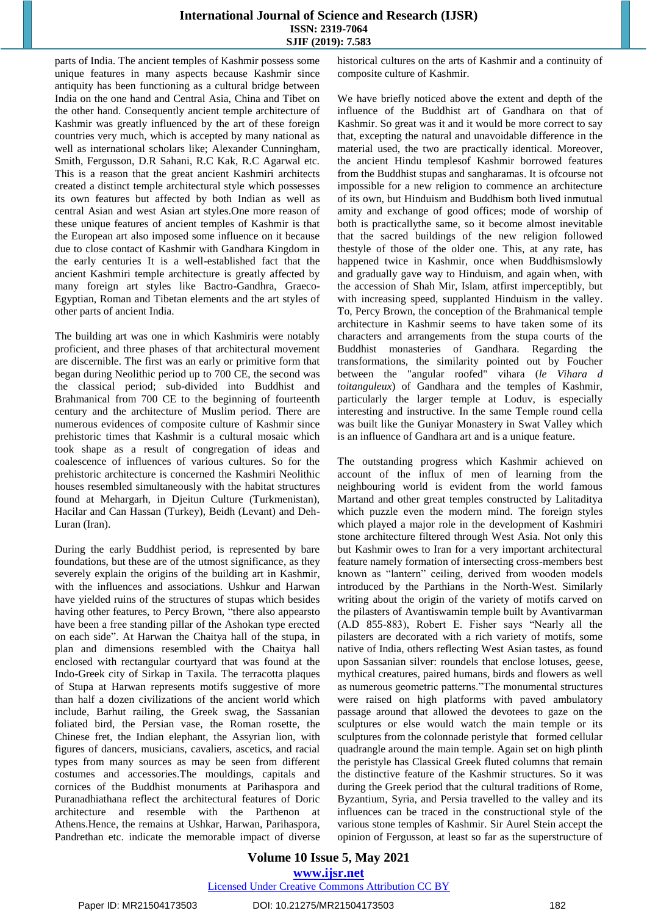parts of India. The ancient temples of Kashmir possess some unique features in many aspects because Kashmir since antiquity has been functioning as a cultural bridge between India on the one hand and Central Asia, China and Tibet on the other hand. Consequently ancient temple architecture of Kashmir was greatly influenced by the art of these foreign countries very much, which is accepted by many national as well as international scholars like; Alexander Cunningham, Smith, Fergusson, D.R Sahani, R.C Kak, R.C Agarwal etc. This is a reason that the great ancient Kashmiri architects created a distinct temple architectural style which possesses its own features but affected by both Indian as well as central Asian and west Asian art styles.One more reason of these unique features of ancient temples of Kashmir is that the European art also imposed some influence on it because due to close contact of Kashmir with Gandhara Kingdom in the early centuries It is a well-established fact that the ancient Kashmiri temple architecture is greatly affected by many foreign art styles like Bactro-Gandhra, Graeco-Egyptian, Roman and Tibetan elements and the art styles of other parts of ancient India.

The building art was one in which Kashmiris were notably proficient, and three phases of that architectural movement are discernible. The first was an early or primitive form that began during Neolithic period up to 700 CE, the second was the classical period; sub-divided into Buddhist and Brahmanical from 700 CE to the beginning of fourteenth century and the architecture of Muslim period. There are numerous evidences of composite culture of Kashmir since prehistoric times that Kashmir is a cultural mosaic which took shape as a result of congregation of ideas and coalescence of influences of various cultures. So for the prehistoric architecture is concerned the Kashmiri Neolithic houses resembled simultaneously with the habitat structures found at Mehargarh, in Djeitun Culture (Turkmenistan), Hacilar and Can Hassan (Turkey), Beidh (Levant) and Deh-Luran (Iran).

During the early Buddhist period, is represented by bare foundations, but these are of the utmost significance, as they severely explain the origins of the building art in Kashmir, with the influences and associations. Ushkur and Harwan have yielded ruins of the structures of stupas which besides having other features, to Percy Brown, "there also appearsto have been a free standing pillar of the Ashokan type erected on each side". At Harwan the Chaitya hall of the stupa, in plan and dimensions resembled with the Chaitya hall enclosed with rectangular courtyard that was found at the Indo-Greek city of Sirkap in Taxila. The terracotta plaques of Stupa at Harwan represents motifs suggestive of more than half a dozen civilizations of the ancient world which include, Barhut railing, the Greek swag, the Sassanian foliated bird, the Persian vase, the Roman rosette, the Chinese fret, the Indian elephant, the Assyrian lion, with figures of dancers, musicians, cavaliers, ascetics, and racial types from many sources as may be seen from different costumes and accessories.The mouldings, capitals and cornices of the Buddhist monuments at Parihaspora and Puranadhiathana reflect the architectural features of Doric architecture and resemble with the Parthenon at Athens.Hence, the remains at Ushkar, Harwan, Parihaspora, Pandrethan etc. indicate the memorable impact of diverse historical cultures on the arts of Kashmir and a continuity of composite culture of Kashmir.

We have briefly noticed above the extent and depth of the influence of the Buddhist art of Gandhara on that of Kashmir. So great was it and it would be more correct to say that, excepting the natural and unavoidable difference in the material used, the two are practically identical. Moreover, the ancient Hindu templesof Kashmir borrowed features from the Buddhist stupas and sangharamas. It is ofcourse not impossible for a new religion to commence an architecture of its own, but Hinduism and Buddhism both lived inmutual amity and exchange of good offices; mode of worship of both is practicallythe same, so it become almost inevitable that the sacred buildings of the new religion followed thestyle of those of the older one. This, at any rate, has happened twice in Kashmir, once when Buddhismslowly and gradually gave way to Hinduism, and again when, with the accession of Shah Mir, Islam, atfirst imperceptibly, but with increasing speed, supplanted Hinduism in the valley. To, Percy Brown, the conception of the Brahmanical temple architecture in Kashmir seems to have taken some of its characters and arrangements from the stupa courts of the Buddhist monasteries of Gandhara. Regarding the transformations, the similarity pointed out by Foucher between the "angular roofed" vihara (*le Vihara d toitanguleux*) of Gandhara and the temples of Kashmir, particularly the larger temple at Loduv, is especially interesting and instructive. In the same Temple round cella was built like the Guniyar Monastery in Swat Valley which is an influence of Gandhara art and is a unique feature.

The outstanding progress which Kashmir achieved on account of the influx of men of learning from the neighbouring world is evident from the world famous Martand and other great temples constructed by Lalitaditya which puzzle even the modern mind. The foreign styles which played a major role in the development of Kashmiri stone architecture filtered through West Asia. Not only this but Kashmir owes to Iran for a very important architectural feature namely formation of intersecting cross-members best known as "lantern" ceiling, derived from wooden models introduced by the Parthians in the North-West. Similarly writing about the origin of the variety of motifs carved on the pilasters of Avantiswamin temple built by Avantivarman (A.D 855-883), Robert E. Fisher says "Nearly all the pilasters are decorated with a rich variety of motifs, some native of India, others reflecting West Asian tastes, as found upon Sassanian silver: roundels that enclose lotuses, geese, mythical creatures, paired humans, birds and flowers as well as numerous geometric patterns."The monumental structures were raised on high platforms with paved ambulatory passage around that allowed the devotees to gaze on the sculptures or else would watch the main temple or its sculptures from the colonnade peristyle that formed cellular quadrangle around the main temple. Again set on high plinth the peristyle has Classical Greek fluted columns that remain the distinctive feature of the Kashmir structures. So it was during the Greek period that the cultural traditions of Rome, Byzantium, Syria, and Persia travelled to the valley and its influences can be traced in the constructional style of the various stone temples of Kashmir. Sir Aurel Stein accept the opinion of Fergusson, at least so far as the superstructure of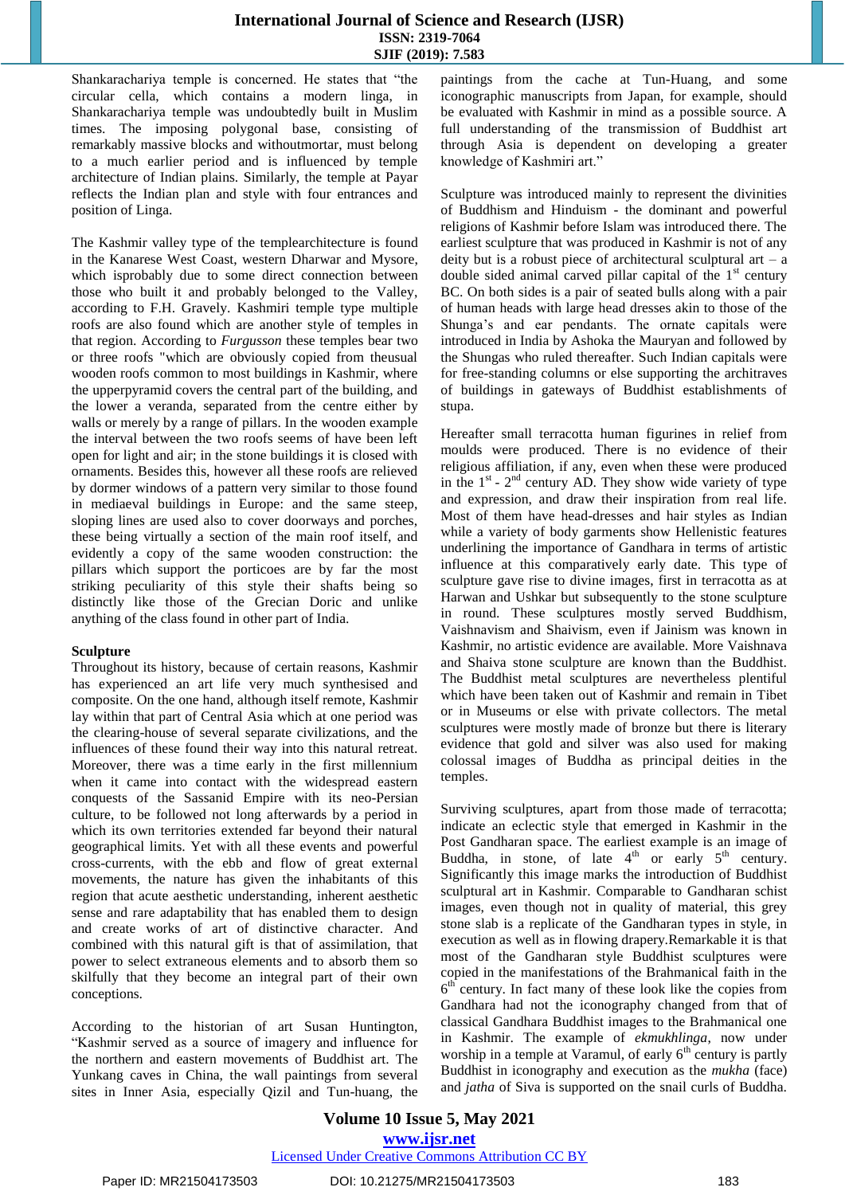Shankarachariya temple is concerned. He states that "the circular cella, which contains a modern linga, in Shankarachariya temple was undoubtedly built in Muslim times. The imposing polygonal base, consisting of remarkably massive blocks and withoutmortar, must belong to a much earlier period and is influenced by temple architecture of Indian plains. Similarly, the temple at Payar reflects the Indian plan and style with four entrances and position of Linga.

The Kashmir valley type of the templearchitecture is found in the Kanarese West Coast, western Dharwar and Mysore, which isprobably due to some direct connection between those who built it and probably belonged to the Valley, according to F.H. Gravely. Kashmiri temple type multiple roofs are also found which are another style of temples in that region. According to *Furgusson* these temples bear two or three roofs "which are obviously copied from theusual wooden roofs common to most buildings in Kashmir, where the upperpyramid covers the central part of the building, and the lower a veranda, separated from the centre either by walls or merely by a range of pillars. In the wooden example the interval between the two roofs seems of have been left open for light and air; in the stone buildings it is closed with ornaments. Besides this, however all these roofs are relieved by dormer windows of a pattern very similar to those found in mediaeval buildings in Europe: and the same steep, sloping lines are used also to cover doorways and porches, these being virtually a section of the main roof itself, and evidently a copy of the same wooden construction: the pillars which support the porticoes are by far the most striking peculiarity of this style their shafts being so distinctly like those of the Grecian Doric and unlike anything of the class found in other part of India.

**Sculpture**

Throughout its history, because of certain reasons, Kashmir has experienced an art life very much synthesised and composite. On the one hand, although itself remote, Kashmir lay within that part of Central Asia which at one period was the clearing-house of several separate civilizations, and the influences of these found their way into this natural retreat. Moreover, there was a time early in the first millennium when it came into contact with the widespread eastern conquests of the Sassanid Empire with its neo-Persian culture, to be followed not long afterwards by a period in which its own territories extended far beyond their natural geographical limits. Yet with all these events and powerful cross-currents, with the ebb and flow of great external movements, the nature has given the inhabitants of this region that acute aesthetic understanding, inherent aesthetic sense and rare adaptability that has enabled them to design and create works of art of distinctive character. And combined with this natural gift is that of assimilation, that power to select extraneous elements and to absorb them so skilfully that they become an integral part of their own conceptions.

According to the historian of art Susan Huntington, "Kashmir served as a source of imagery and influence for the northern and eastern movements of Buddhist art. The Yunkang caves in China, the wall paintings from several sites in Inner Asia, especially Qizil and Tun-huang, the paintings from the cache at Tun-Huang, and some iconographic manuscripts from Japan, for example, should be evaluated with Kashmir in mind as a possible source. A full understanding of the transmission of Buddhist art through Asia is dependent on developing a greater knowledge of Kashmiri art."

Sculpture was introduced mainly to represent the divinities of Buddhism and Hinduism - the dominant and powerful religions of Kashmir before Islam was introduced there. The earliest sculpture that was produced in Kashmir is not of any deity but is a robust piece of architectural sculptural art – a double sided animal carved pillar capital of the 1st century BC. On both sides is a pair of seated bulls along with a pair of human heads with large head dresses akin to those of the Shunga's and ear pendants. The ornate capitals were introduced in India by Ashoka the Mauryan and followed by the Shungas who ruled thereafter. Such Indian capitals were for free-standing columns or else supporting the architraves of buildings in gateways of Buddhist establishments of stupa.

Hereafter small terracotta human figurines in relief from moulds were produced. There is no evidence of their religious affiliation, if any, even when these were produced in the 1st - 2nd century AD. They show wide variety of type and expression, and draw their inspiration from real life. Most of them have head-dresses and hair styles as Indian while a variety of body garments show Hellenistic features underlining the importance of Gandhara in terms of artistic influence at this comparatively early date. This type of sculpture gave rise to divine images, first in terracotta as at Harwan and Ushkar but subsequently to the stone sculpture in round. These sculptures mostly served Buddhism, Vaishnavism and Shaivism, even if Jainism was known in Kashmir, no artistic evidence are available. More Vaishnava and Shaiva stone sculpture are known than the Buddhist. The Buddhist metal sculptures are nevertheless plentiful which have been taken out of Kashmir and remain in Tibet or in Museums or else with private collectors. The metal sculptures were mostly made of bronze but there is literary evidence that gold and silver was also used for making colossal images of Buddha as principal deities in the temples.

Surviving sculptures, apart from those made of terracotta; indicate an eclectic style that emerged in Kashmir in the Post Gandharan space. The earliest example is an image of Buddha, in stone, of late 4th or early 5th century. Significantly this image marks the introduction of Buddhist sculptural art in Kashmir. Comparable to Gandharan schist images, even though not in quality of material, this grey stone slab is a replicate of the Gandharan types in style, in execution as well as in flowing drapery.Remarkable it is that most of the Gandharan style Buddhist sculptures were copied in the manifestations of the Brahmanical faith in the 6th century. In fact many of these look like the copies from Gandhara had not the iconography changed from that of classical Gandhara Buddhist images to the Brahmanical one in Kashmir. The example of *ekmukhlinga*, now under worship in a temple at Varamul, of early 6th century is partly Buddhist in iconography and execution as the *mukha* (face) and *jatha* of Siva is supported on the snail curls of Buddha.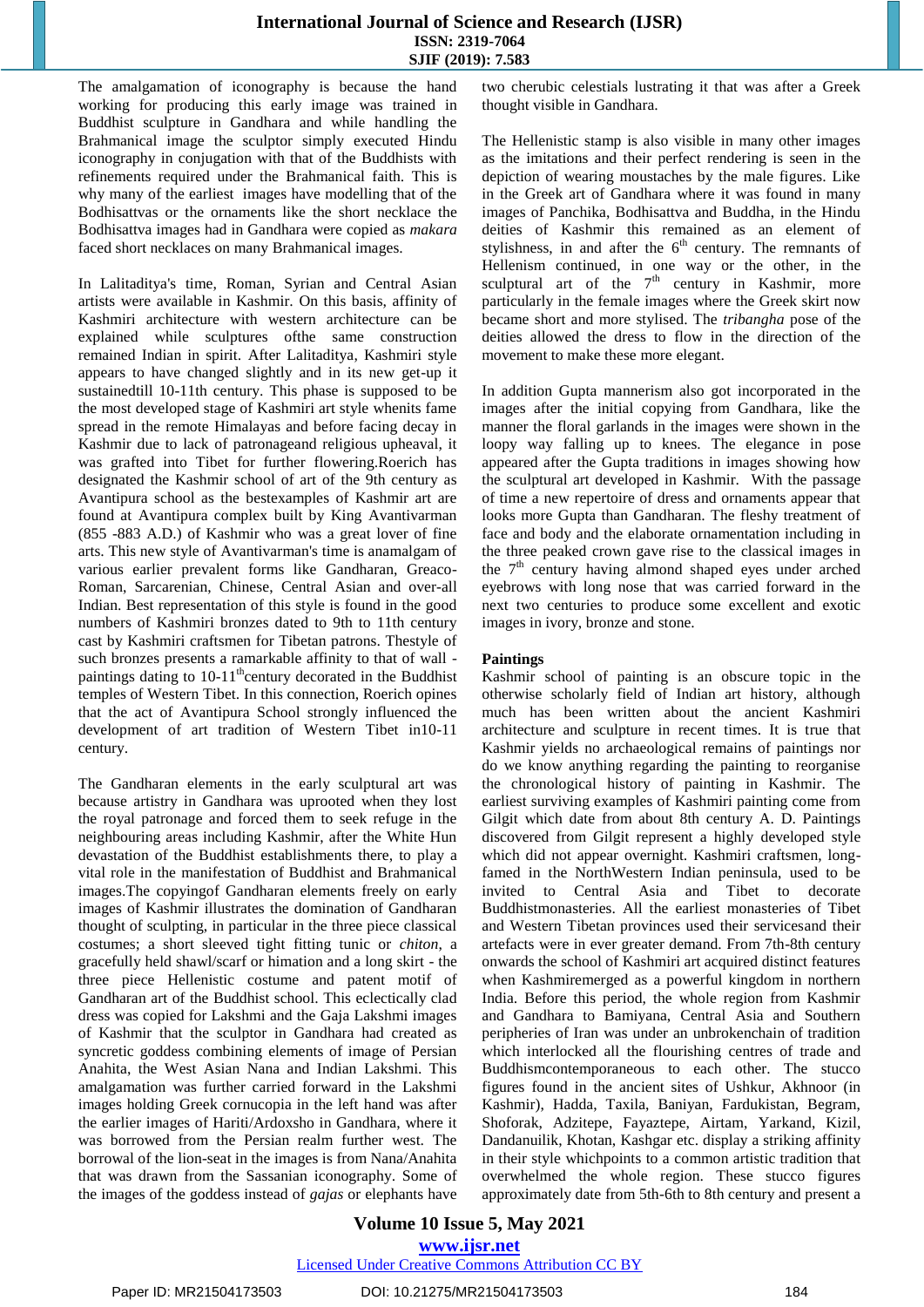The amalgamation of iconography is because the hand working for producing this early image was trained in Buddhist sculpture in Gandhara and while handling the Brahmanical image the sculptor simply executed Hindu iconography in conjunction with that of the Buddhists with refinements required under the Brahmanical faith. This is why many of the earliest images have modelling that of the Bodhisattvas or the ornaments like the short necklace the Bodhisattva images had in Gandhara were copied as *makara* faced short necklaces on many Brahmanical images.

In Lalitaditya's time, Roman, Syrian and Central Asian artists were available in Kashmir. On this basis, affinity of Kashmiri architecture with western architecture can be explained while sculptures ofthe same construction remained Indian in spirit. After Lalitaditya, Kashmiri style appears to have changed slightly and in its new get-up it sustainedtill 10-11th century. This phase is supposed to be the most developed stage of Kashmiri art style whenits fame spread in the remote Himalayas and before facing decay in Kashmir due to lack of patronageand religious upheaval, it was grafted into Tibet for further flowering.Roerich has designated the Kashmir school of art of the 9th century as Avantipura school as the bestexamples of Kashmir art are found at Avantipura complex built by King Avantivarman (855 -883 A.D.) of Kashmir who was a great lover of fine arts. This new style of Avantivarman's time is anamalgam of various earlier prevalent forms like Gandharan, Greaco-Roman, Sarcarenian, Chinese, Central Asian and over-all Indian. Best representation of this style is found in the good numbers of Kashmiri bronzes dated to 9th to 11th century cast by Kashmiri craftsmen for Tibetan patrons. Thestyle of such bronzes presents a ramarkable affinity to that of wall - paintings dating to 10-11th century decorated in the Buddhist temples of Western Tibet. In this connection, Roerich opines that the act of Avantipura School strongly influenced the development of art tradition of Western Tibet in10-11 century.

The Gandharan elements in the early sculptural art was because artistry in Gandhara was uprooted when they lost the royal patronage and forced them to seek refuge in the neighbouring areas including Kashmir, after the White Hun devastation of the Buddhist establishments there, to play a vital role in the manifestation of Buddhist and Brahmanical images.The copyingof Gandharan elements freely on early images of Kashmir illustrates the domination of Gandharan thought of sculpting, in particular in the three piece classical costumes; a short sleeved tight fitting tunic or *chiton*, a gracefully held shawl/scarf or himation and a long skirt - the three piece Hellenistic costume and patent motif of Gandharan art of the Buddhist school. This eclectically clad dress was copied for Lakshmi and the Gaja Lakshmi images of Kashmir that the sculptor in Gandhara had created as syncretic goddess combining elements of image of Persian Anahita, the West Asian Nana and Indian Lakshmi. This amalgamation was further carried forward in the Lakshmi images holding Greek cornucopia in the left hand was after the earlier images of Hariti/Ardoxsho in Gandhara, where it was borrowed from the Persian realm further west. The borrowal of the lion-seat in the images is from Nana/Anahita that was drawn from the Sassanian iconography. Some of the images of the goddess instead of *gajas* or elephants have two cherubic celestials lustrating it that was after a Greek thought visible in Gandhara.

The Hellenistic stamp is also visible in many other images as the imitations and their perfect rendering is seen in the depiction of wearing moustaches by the male figures. Like in the Greek art of Gandhara where it was found in many images of Panchika, Bodhisattva and Buddha, in the Hindu deities of Kashmir this remained as an element of stylishness, in and after the 6th century. The remnants of Hellenism continued, in one way or the other, in the sculptural art of the 7th century in Kashmir, more particularly in the female images where the Greek skirt now became short and more stylised. The *tribangha* pose of the deities allowed the dress to flow in the direction of the movement to make these more elegant.

In addition Gupta mannerism also got incorporated in the images after the initial copying from Gandhara, like the manner the floral garlands in the images were shown in the loopy way falling up to knees. The elegance in pose appeared after the Gupta traditions in images showing how the sculptural art developed in Kashmir. With the passage of time a new repertoire of dress and ornaments appear that looks more Gupta than Gandharan. The fleshy treatment of face and body and the elaborate ornamentation including in the three peaked crown gave rise to the classical images in the 7th century having almond shaped eyes under arched eyebrows with long nose that was carried forward in the next two centuries to produce some excellent and exotic images in ivory, bronze and stone.

## Paintings

Kashmir school of painting is an obscure topic in the otherwise scholarly field of Indian art history, although much has been written about the ancient Kashmiri architecture and sculpture in recent times. It is true that Kashmir yields no archaeological remains of paintings nor do we know anything regarding the painting to reorganise the chronological history of painting in Kashmir. The earliest surviving examples of Kashmiri painting come from Gilgit which date from about 8th century A. D. Paintings discovered from Gilgit represent a highly developed style which did not appear overnight. Kashmiri craftsmen, long-famed in the NorthWestern Indian peninsula, used to be invited to Central Asia and Tibet to decorate Buddhistmonasteries. All the earliest monasteries of Tibet and Western Tibetan provinces used their servicesand their artefacts were in ever greater demand. From 7th-8th century onwards the school of Kashmiri art acquired distinct features when Kashmiremerged as a powerful kingdom in northern India. Before this period, the whole region from Kashmir and Gandhara to Bamiyana, Central Asia and Southern peripheries of Iran was under an unbrokenchain of tradition which interlocked all the flourishing centres of trade and Buddhismcontemporaneous to each other. The stucco figures found in the ancient sites of Ushkur, Akhnoor (in Kashmir), Hadda, Taxila, Baniyan, Fardukistan, Begram, Shoforak, Adzitepe, Fayaztepe, Airtam, Yarkand, Kizil, Dandanuilik, Khotan, Kashgar etc. display a striking affinity in their style whichpoints to a common artistic tradition that overwhelmed the whole region. These stucco figures approximately date from 5th-6th to 8th century and present a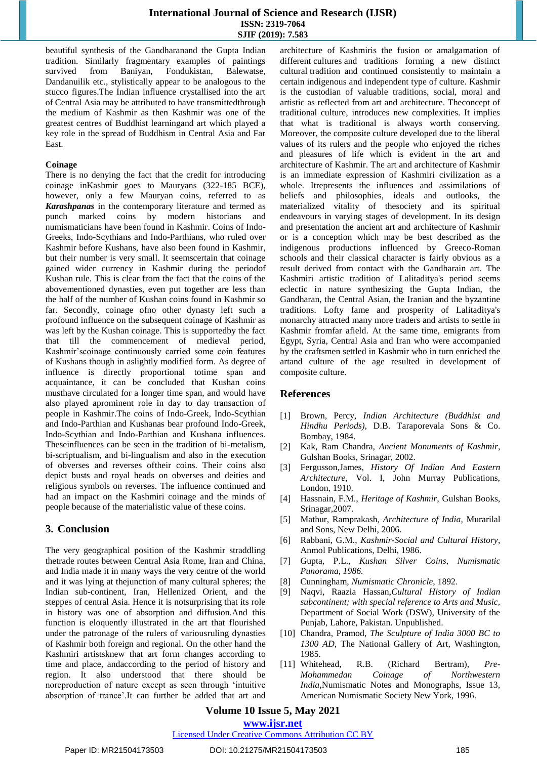beautiful synthesis of the Gandharanand the Gupta Indian tradition. Similarly fragmentary examples of paintings survived from Baniyan, Fondukistan, Balewatse, Dandanuilik etc., stylistically appear to be analogous to the stucco figures.The Indian influence crystallised into the art of Central Asia may be attributed to have transmittedthrough the medium of Kashmir as then Kashmir was one of the greatest centres of Buddhist learningand art which played a key role in the spread of Buddhism in Central Asia and Far East.

**Coinage**

There is no denying the fact that the credit for introducing coinage inKashmir goes to Mauryans (322-185 BCE), however, only a few Mauryan coins, referred to as ***Karashpanas*** in the contemporary literature and termed as punch marked coins by modern historians and numismaticians have been found in Kashmir. Coins of Indo-Greeks, Indo-Scythians and Indo-Parthians, who ruled over Kashmir before Kushans, have also been found in Kashmir, but their number is very small. It seemscertain that coinage gained wider currency in Kashmir during the periodof Kushan rule. This is clear from the fact that the coins of the abovementioned dynasties, even put together are less than the half of the number of Kushan coins found in Kashmir so far. Secondly, coinage ofno other dynasty left such a profound influence on the subsequent coinage of Kashmir as was left by the Kushan coinage. This is supportedby the fact that till the commencement of medieval period, Kashmir'scoinage continuously carried some coin features of Kushans though in aslightly modified form. As degree of influence is directly proportional totime span and acquaintance, it can be concluded that Kushan coins musthave circulated for a longer time span, and would have also played aprominent role in day to day transaction of people in Kashmir.The coins of Indo-Greek, Indo-Scythian and Indo-Parthian and Kushanas bear profound Indo-Greek, Indo-Scythian and Indo-Parthian and Kushana influences. Theseinfluences can be seen in the tradition of bi-metalism, bi-scriptualism, and bi-lingualism and also in the execution of obverses and reverses oftheir coins. Their coins also depict busts and royal heads on obverses and deities and religious symbols on reverses. The influence continued and had an impact on the Kashmiri coinage and the minds of people because of the materialistic value of these coins.

## 3. Conclusion

The very geographical position of the Kashmir straddling thetrade routes between Central Asia Rome, Iran and China, and India made it in many ways the very centre of the world and it was lying at thejunction of many cultural spheres; the Indian sub-continent, Iran, Hellenized Orient, and the steppes of central Asia. Hence it is notsurprising that its role in history was one of absorption and diffusion.And this function is eloquently illustrated in the art that flourished under the patronage of the rulers of variousruling dynasties of Kashmir both foreign and regional. On the other hand the Kashmiri artistsknew that art form changes according to time and place, andaccording to the period of history and region. It also understood that there should be noreproduction of nature except as seen through 'intuitive absorption of trance'.It can further be added that art and architecture of Kashmiris the fusion or amalgamation of different cultures and traditions forming a new distinct cultural tradition and continued consistently to maintain a certain indigenous and independent type of culture. Kashmir is the custodian of valuable traditions, social, moral and artistic as reflected from art and architecture. Theconcept of traditional culture, introduces new complexities. It implies that what is traditional is always worth conserving. Moreover, the composite culture developed due to the liberal values of its rulers and the people who enjoyed the riches and pleasures of life which is evident in the art and architecture of Kashmir. The art and architecture of Kashmir is an immediate expression of Kashmiri civilization as a whole. Itrepresents the influences and assimilations of beliefs and philosophies, ideals and outlooks, the materialized vitality of thesociety and its spiritual endeavours in varying stages of development. In its design and presentation the ancient art and architecture of Kashmir or is a conception which may be best described as the indigenous productions influenced by Greeco-Roman schools and their classical character is fairly obvious as a result derived from contact with the Gandharain art. The Kashmiri artistic tradition of Lalitaditya's period seems eclectic in nature synthesizing the Gupta Indian, the Gandharan, the Central Asian, the Iranian and the byzantine traditions. Lofty fame and prosperity of Lalitaditya's monarchy attracted many more traders and artists to settle in Kashmir fromfar afield. At the same time, emigrants from Egypt, Syria, Central Asia and Iran who were accompanied by the craftsmen settled in Kashmir who in turn enriched the artand culture of the age resulted in development of composite culture.

## References

[1] Brown, Percy, *Indian Architecture (Buddhist and Hindhu Periods),* D.B. Taraporevala Sons & Co. Bombay, 1984.

[2] Kak, Ram Chandra, *Ancient Monuments of Kashmir*, Gulshan Books, Srinagar, 2002.

[3] Fergusson,James, *History Of Indian And Eastern Architecture*, Vol. I, John Murray Publications, London, 1910.

[4] Hassnain, F.M., *Heritage of Kashmir*, Gulshan Books, Srinagar,2007.

[5] Mathur, Ramprakash, *Architecture of India,* Murarilal and Sons, New Delhi, 2006.

[6] Rabbani, G.M., *Kashmir-Social and Cultural History*, Anmol Publications, Delhi, 1986.

[7] Gupta, P.L., *Kushan Silver Coins, Numismatic Punorama, 1986.*

[8] Cunningham, *Numismatic Chronicle*, 1892.

[9] Naqvi, Raazia Hassan,*Cultural History of Indian subcontinent; with special reference to Arts and Music,* Department of Social Work (DSW), University of the Punjab, Lahore, Pakistan. Unpublished.

[10] Chandra, Pramod, *The Sculpture of India 3000 BC to 1300 AD,* The National Gallery of Art, Washington, 1985.

[11] Whitehead, R.B. (Richard Bertram), *Pre-Mohammedan Coinage of Northwestern India*,Numismatic Notes and Monographs, Issue 13, American Numismatic Society New York, 1996.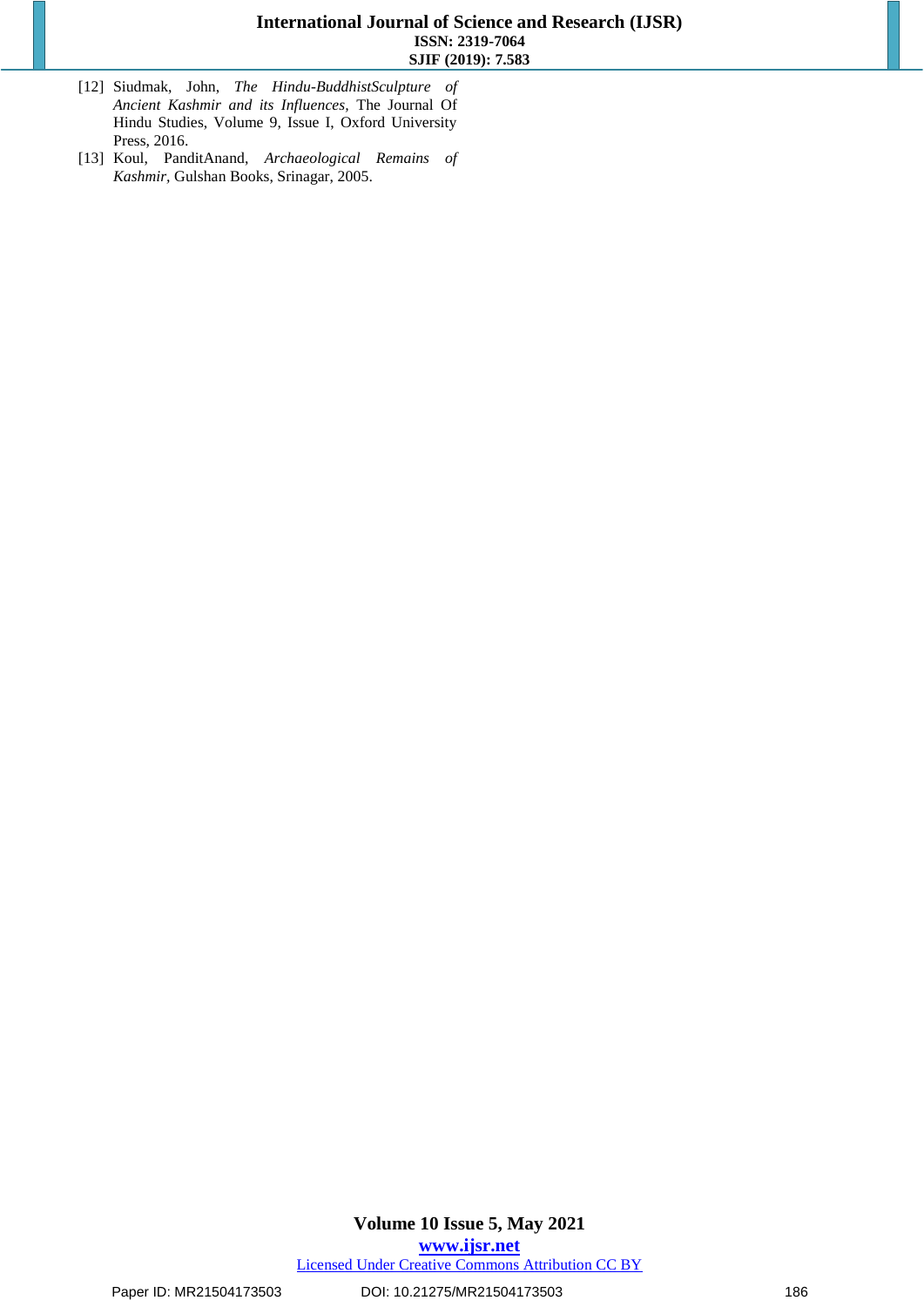[12] Siudmak, John, *The Hindu-BuddhistSculpture of Ancient Kashmir and its Influences*, The Journal Of Hindu Studies, Volume 9, Issue I, Oxford University Press, 2016.

[13] Koul, PanditAnand, *Archaeological Remains of Kashmir*, Gulshan Books, Srinagar, 2005.